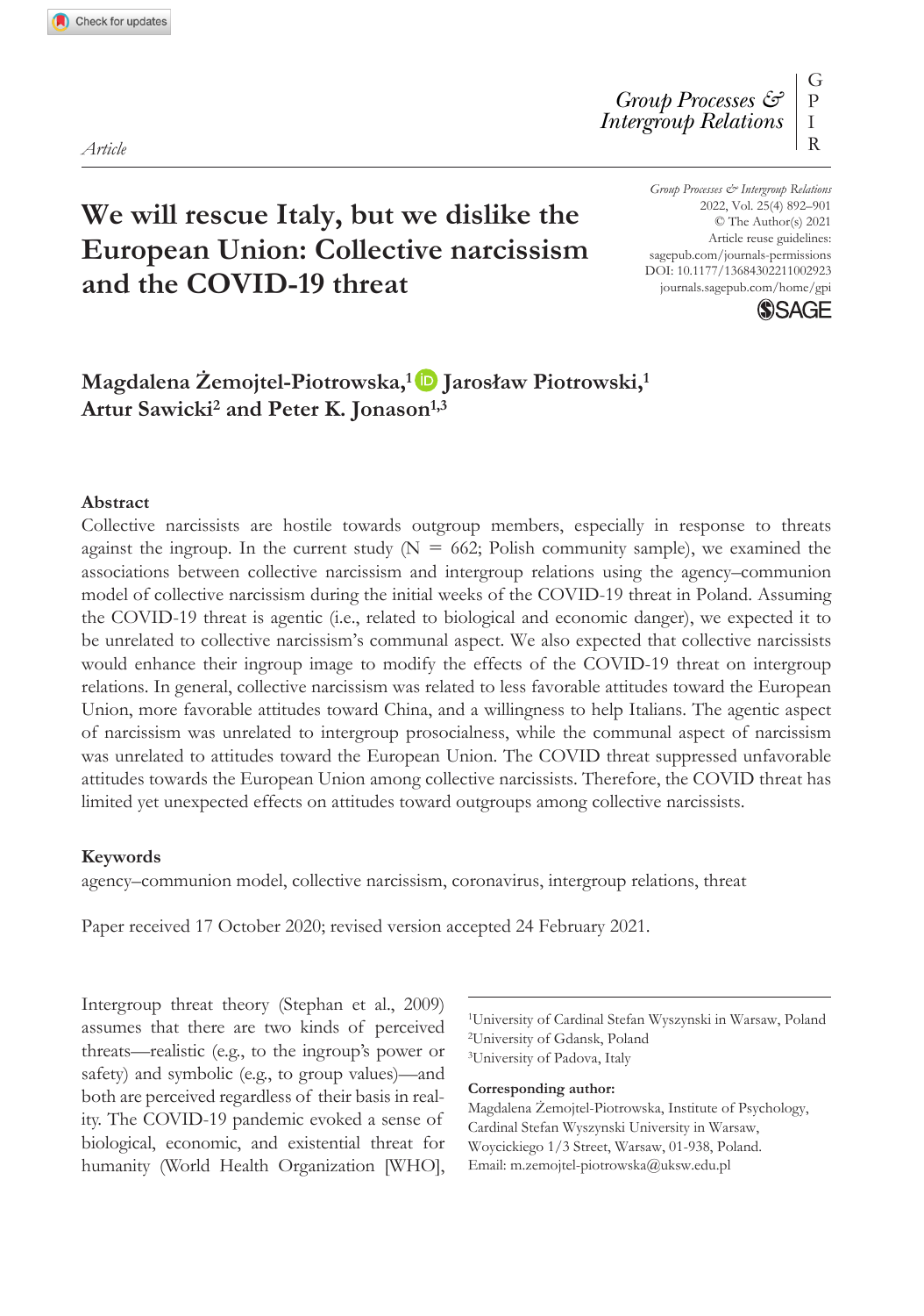*Article*

# We will rescue Italy, but we dislike the European Union: Collective narcissism and the COVID-19 threat

**Magdalena Żemojtel-Piotrowska,[1] Jarosław Piotrowski,[1] Artur Sawicki[2] and Peter K. Jonason[1,3]**

## Abstract

Collective narcissists are hostile towards outgroup members, especially in response to threats against the ingroup. In the current study (N = 662; Polish community sample), we examined the associations between collective narcissism and intergroup relations using the agency–communion model of collective narcissism during the initial weeks of the COVID-19 threat in Poland. Assuming the COVID-19 threat is agentic (i.e., related to biological and economic danger), we expected it to be unrelated to collective narcissism's communal aspect. We also expected that collective narcissists would enhance their ingroup image to modify the effects of the COVID-19 threat on intergroup relations. In general, collective narcissism was related to less favorable attitudes toward the European Union, more favorable attitudes toward China, and a willingness to help Italians. The agentic aspect of narcissism was unrelated to intergroup prosocialness, while the communal aspect of narcissism was unrelated to attitudes toward the European Union. The COVID threat suppressed unfavorable attitudes towards the European Union among collective narcissists. Therefore, the COVID threat has limited yet unexpected effects on attitudes toward outgroups among collective narcissists.

### Keywords

agency–communion model, collective narcissism, coronavirus, intergroup relations, threat

Paper received 17 October 2020; revised version accepted 24 February 2021.

Intergroup threat theory (Stephan et al., 2009) assumes that there are two kinds of perceived threats—realistic (e.g., to the ingroup's power or safety) and symbolic (e.g., to group values)—and both are perceived regardless of their basis in reality. The COVID-19 pandemic evoked a sense of biological, economic, and existential threat for humanity (World Health Organization [WHO],

[1]University of Cardinal Stefan Wyszynski in Warsaw, Poland
[2]University of Gdansk, Poland
[3]University of Padova, Italy

**Corresponding author:**
Magdalena Żemojtel-Piotrowska, Institute of Psychology, Cardinal Stefan Wyszynski University in Warsaw, Woycickiego 1/3 Street, Warsaw, 01-938, Poland.
Email: m.zemojtel-piotrowska@uksw.edu.pl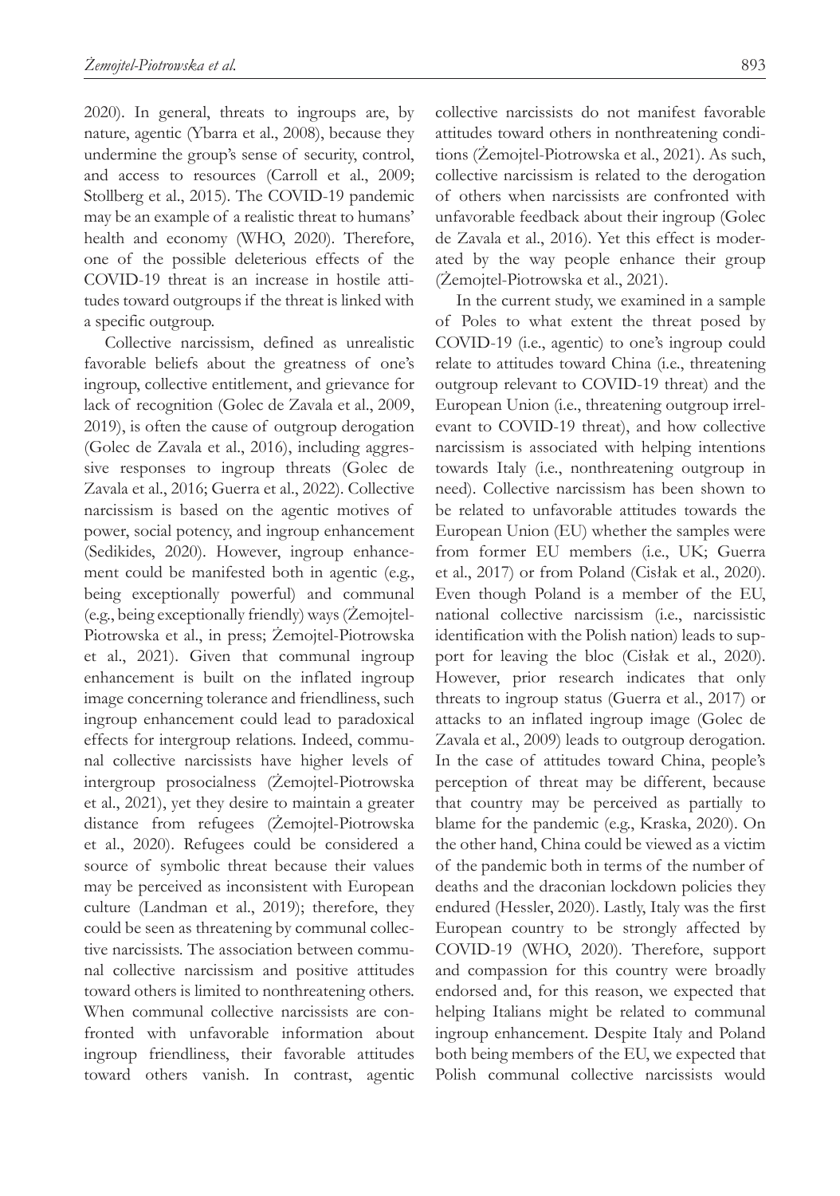2020). In general, threats to ingroups are, by nature, agentic (Ybarra et al., 2008), because they undermine the group's sense of security, control, and access to resources (Carroll et al., 2009; Stollberg et al., 2015). The COVID-19 pandemic may be an example of a realistic threat to humans' health and economy (WHO, 2020). Therefore, one of the possible deleterious effects of the COVID-19 threat is an increase in hostile attitudes toward outgroups if the threat is linked with a specific outgroup.

Collective narcissism, defined as unrealistic favorable beliefs about the greatness of one's ingroup, collective entitlement, and grievance for lack of recognition (Golec de Zavala et al., 2009, 2019), is often the cause of outgroup derogation (Golec de Zavala et al., 2016), including aggressive responses to ingroup threats (Golec de Zavala et al., 2016; Guerra et al., 2022). Collective narcissism is based on the agentic motives of power, social potency, and ingroup enhancement (Sedikides, 2020). However, ingroup enhancement could be manifested both in agentic (e.g., being exceptionally powerful) and communal (e.g., being exceptionally friendly) ways (Żemojtel-Piotrowska et al., in press; Żemojtel-Piotrowska et al., 2021). Given that communal ingroup enhancement is built on the inflated ingroup image concerning tolerance and friendliness, such ingroup enhancement could lead to paradoxical effects for intergroup relations. Indeed, communal collective narcissists have higher levels of intergroup prosocialness (Żemojtel-Piotrowska et al., 2021), yet they desire to maintain a greater distance from refugees (Żemojtel-Piotrowska et al., 2020). Refugees could be considered a source of symbolic threat because their values may be perceived as inconsistent with European culture (Landman et al., 2019); therefore, they could be seen as threatening by communal collective narcissists. The association between communal collective narcissism and positive attitudes toward others is limited to nonthreatening others. When communal collective narcissists are confronted with unfavorable information about ingroup friendliness, their favorable attitudes toward others vanish. In contrast, agentic collective narcissists do not manifest favorable attitudes toward others in nonthreatening conditions (Żemojtel-Piotrowska et al., 2021). As such, collective narcissism is related to the derogation of others when narcissists are confronted with unfavorable feedback about their ingroup (Golec de Zavala et al., 2016). Yet this effect is moderated by the way people enhance their group (Żemojtel-Piotrowska et al., 2021).

In the current study, we examined in a sample of Poles to what extent the threat posed by COVID-19 (i.e., agentic) to one's ingroup could relate to attitudes toward China (i.e., threatening outgroup relevant to COVID-19 threat) and the European Union (i.e., threatening outgroup irrelevant to COVID-19 threat), and how collective narcissism is associated with helping intentions towards Italy (i.e., nonthreatening outgroup in need). Collective narcissism has been shown to be related to unfavorable attitudes towards the European Union (EU) whether the samples were from former EU members (i.e., UK; Guerra et al., 2017) or from Poland (Cisłak et al., 2020). Even though Poland is a member of the EU, national collective narcissism (i.e., narcissistic identification with the Polish nation) leads to support for leaving the bloc (Cisłak et al., 2020). However, prior research indicates that only threats to ingroup status (Guerra et al., 2017) or attacks to an inflated ingroup image (Golec de Zavala et al., 2009) leads to outgroup derogation. In the case of attitudes toward China, people's perception of threat may be different, because that country may be perceived as partially to blame for the pandemic (e.g., Kraska, 2020). On the other hand, China could be viewed as a victim of the pandemic both in terms of the number of deaths and the draconian lockdown policies they endured (Hessler, 2020). Lastly, Italy was the first European country to be strongly affected by COVID-19 (WHO, 2020). Therefore, support and compassion for this country were broadly endorsed and, for this reason, we expected that helping Italians might be related to communal ingroup enhancement. Despite Italy and Poland both being members of the EU, we expected that Polish communal collective narcissists would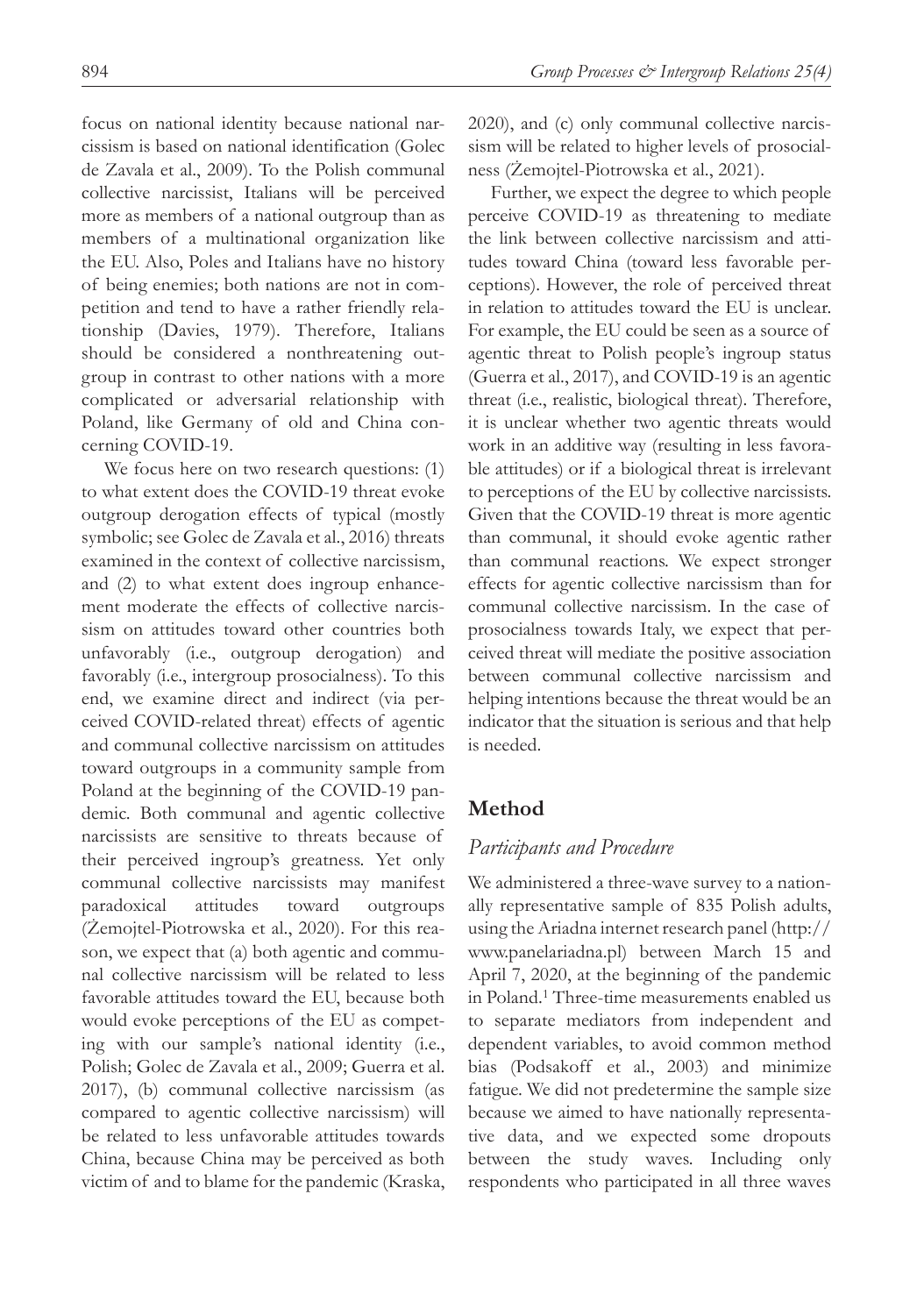focus on national identity because national narcissism is based on national identification (Golec de Zavala et al., 2009). To the Polish communal collective narcissist, Italians will be perceived more as members of a national outgroup than as members of a multinational organization like the EU. Also, Poles and Italians have no history of being enemies; both nations are not in competition and tend to have a rather friendly relationship (Davies, 1979). Therefore, Italians should be considered a nonthreatening outgroup in contrast to other nations with a more complicated or adversarial relationship with Poland, like Germany of old and China concerning COVID-19.

We focus here on two research questions: (1) to what extent does the COVID-19 threat evoke outgroup derogation effects of typical (mostly symbolic; see Golec de Zavala et al., 2016) threats examined in the context of collective narcissism, and (2) to what extent does ingroup enhancement moderate the effects of collective narcissism on attitudes toward other countries both unfavorably (i.e., outgroup derogation) and favorably (i.e., intergroup prosocialness). To this end, we examine direct and indirect (via perceived COVID-related threat) effects of agentic and communal collective narcissism on attitudes toward outgroups in a community sample from Poland at the beginning of the COVID-19 pandemic. Both communal and agentic collective narcissists are sensitive to threats because of their perceived ingroup's greatness. Yet only communal collective narcissists may manifest paradoxical attitudes toward outgroups (Żemojtel-Piotrowska et al., 2020). For this reason, we expect that (a) both agentic and communal collective narcissism will be related to less favorable attitudes toward the EU, because both would evoke perceptions of the EU as competing with our sample's national identity (i.e., Polish; Golec de Zavala et al., 2009; Guerra et al. 2017), (b) communal collective narcissism (as compared to agentic collective narcissism) will be related to less unfavorable attitudes towards China, because China may be perceived as both victim of and to blame for the pandemic (Kraska, 2020), and (c) only communal collective narcissism will be related to higher levels of prosocialness (Żemojtel-Piotrowska et al., 2021).

Further, we expect the degree to which people perceive COVID-19 as threatening to mediate the link between collective narcissism and attitudes toward China (toward less favorable perceptions). However, the role of perceived threat in relation to attitudes toward the EU is unclear. For example, the EU could be seen as a source of agentic threat to Polish people's ingroup status (Guerra et al., 2017), and COVID-19 is an agentic threat (i.e., realistic, biological threat). Therefore, it is unclear whether two agentic threats would work in an additive way (resulting in less favorable attitudes) or if a biological threat is irrelevant to perceptions of the EU by collective narcissists. Given that the COVID-19 threat is more agentic than communal, it should evoke agentic rather than communal reactions. We expect stronger effects for agentic collective narcissism than for communal collective narcissism. In the case of prosocialness towards Italy, we expect that perceived threat will mediate the positive association between communal collective narcissism and helping intentions because the threat would be an indicator that the situation is serious and that help is needed.

## Method

### *Participants and Procedure*

We administered a three-wave survey to a nationally representative sample of 835 Polish adults, using the Ariadna internet research panel (http://www.panelariadna.pl) between March 15 and April 7, 2020, at the beginning of the pandemic in Poland.[1] Three-time measurements enabled us to separate mediators from independent and dependent variables, to avoid common method bias (Podsakoff et al., 2003) and minimize fatigue. We did not predetermine the sample size because we aimed to have nationally representative data, and we expected some dropouts between the study waves. Including only respondents who participated in all three waves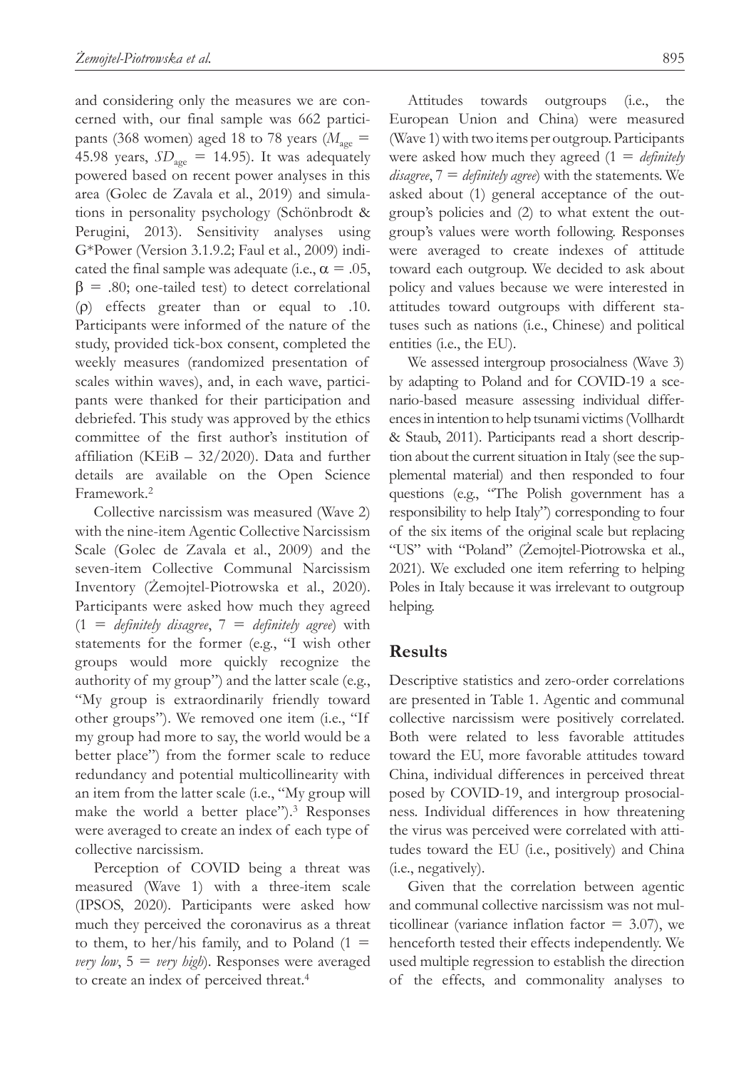and considering only the measures we are concerned with, our final sample was 662 participants (368 women) aged 18 to 78 years ($M_{age}$ = 45.98 years, $SD_{age}$ = 14.95). It was adequately powered based on recent power analyses in this area (Golec de Zavala et al., 2019) and simulations in personality psychology (Schönbrodt & Perugini, 2013). Sensitivity analyses using G*Power (Version 3.1.9.2; Faul et al., 2009) indicated the final sample was adequate (i.e., $\alpha = .05$, $\beta = .80$; one-tailed test) to detect correlational ($\rho$) effects greater than or equal to .10. Participants were informed of the nature of the study, provided tick-box consent, completed the weekly measures (randomized presentation of scales within waves), and, in each wave, participants were thanked for their participation and debriefed. This study was approved by the ethics committee of the first author's institution of affiliation (KEiB – 32/2020). Data and further details are available on the Open Science Framework.[2]

Collective narcissism was measured (Wave 2) with the nine-item Agentic Collective Narcissism Scale (Golec de Zavala et al., 2009) and the seven-item Collective Communal Narcissism Inventory (Żemojtel-Piotrowska et al., 2020). Participants were asked how much they agreed (1 = *definitely disagree*, 7 = *definitely agree*) with statements for the former (e.g., "I wish other groups would more quickly recognize the authority of my group") and the latter scale (e.g., "My group is extraordinarily friendly toward other groups"). We removed one item (i.e., "If my group had more to say, the world would be a better place") from the former scale to reduce redundancy and potential multicollinearity with an item from the latter scale (i.e., "My group will make the world a better place").[3] Responses were averaged to create an index of each type of collective narcissism.

Perception of COVID being a threat was measured (Wave 1) with a three-item scale (IPSOS, 2020). Participants were asked how much they perceived the coronavirus as a threat to them, to her/his family, and to Poland (1 = *very low*, 5 = *very high*). Responses were averaged to create an index of perceived threat.[4]

Attitudes towards outgroups (i.e., the European Union and China) were measured (Wave 1) with two items per outgroup. Participants were asked how much they agreed (1 = *definitely disagree*, 7 = *definitely agree*) with the statements. We asked about (1) general acceptance of the outgroup's policies and (2) to what extent the outgroup's values were worth following. Responses were averaged to create indexes of attitude toward each outgroup. We decided to ask about policy and values because we were interested in attitudes toward outgroups with different statuses such as nations (i.e., Chinese) and political entities (i.e., the EU).

We assessed intergroup prosocialness (Wave 3) by adapting to Poland and for COVID-19 a scenario-based measure assessing individual differences in intention to help tsunami victims (Vollhardt & Staub, 2011). Participants read a short description about the current situation in Italy (see the supplemental material) and then responded to four questions (e.g., "The Polish government has a responsibility to help Italy") corresponding to four of the six items of the original scale but replacing "US" with "Poland" (Żemojtel-Piotrowska et al., 2021). We excluded one item referring to helping Poles in Italy because it was irrelevant to outgroup helping.

## Results

Descriptive statistics and zero-order correlations are presented in Table 1. Agentic and communal collective narcissism were positively correlated. Both were related to less favorable attitudes toward the EU, more favorable attitudes toward China, individual differences in perceived threat posed by COVID-19, and intergroup prosocialness. Individual differences in how threatening the virus was perceived were correlated with attitudes toward the EU (i.e., positively) and China (i.e., negatively).

Given that the correlation between agentic and communal collective narcissism was not multicollinear (variance inflation factor = 3.07), we henceforth tested their effects independently. We used multiple regression to establish the direction of the effects, and commonality analyses to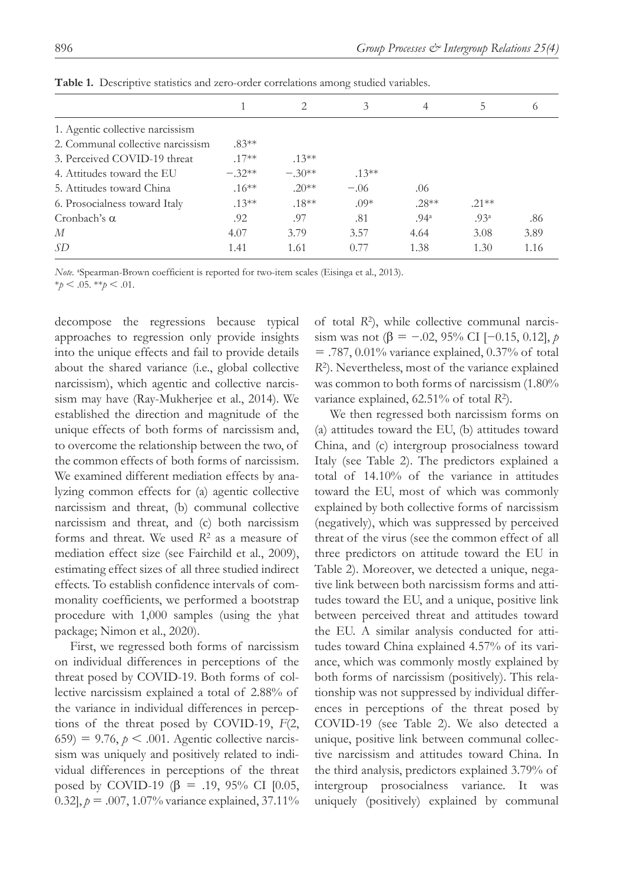**Table 1.** Descriptive statistics and zero-order correlations among studied variables.

| | 1 | 2 | 3 | 4 | 5 | 6 |
|---|---|---|---|---|---|---|
| 1. Agentic collective narcissism | | | | | | |
| 2. Communal collective narcissism | .83** | | | | | |
| 3. Perceived COVID-19 threat | .17** | .13** | | | | |
| 4. Attitudes toward the EU | −.32** | −.30** | .13** | | | |
| 5. Attitudes toward China | .16** | .20** | −.06 | .06 | | |
| 6. Prosocialness toward Italy | .13** | .18** | .09* | .28** | .21** | |
| Cronbach's α | .92 | .97 | .81 | .94[a] | .93[a] | .86 |
| *M* | 4.07 | 3.79 | 3.57 | 4.64 | 3.08 | 3.89 |
| *SD* | 1.41 | 1.61 | 0.77 | 1.38 | 1.30 | 1.16 |

*Note.* [a]Spearman-Brown coefficient is reported for two-item scales (Eisinga et al., 2013).
$^*p < .05$. $^{**}p < .01$.

decompose the regressions because typical approaches to regression only provide insights into the unique effects and fail to provide details about the shared variance (i.e., global collective narcissism), which agentic and collective narcissism may have (Ray-Mukherjee et al., 2014). We established the direction and magnitude of the unique effects of both forms of narcissism and, to overcome the relationship between the two, of the common effects of both forms of narcissism. We examined different mediation effects by analyzing common effects for (a) agentic collective narcissism and threat, (b) communal collective narcissism and threat, and (c) both narcissism forms and threat. We used $R^2$ as a measure of mediation effect size (see Fairchild et al., 2009), estimating effect sizes of all three studied indirect effects. To establish confidence intervals of commonality coefficients, we performed a bootstrap procedure with 1,000 samples (using the yhat package; Nimon et al., 2020).

First, we regressed both forms of narcissism on individual differences in perceptions of the threat posed by COVID-19. Both forms of collective narcissism explained a total of 2.88% of the variance in individual differences in perceptions of the threat posed by COVID-19, $F(2, 659) = 9.76$, $p < .001$. Agentic collective narcissism was uniquely and positively related to individual differences in perceptions of the threat posed by COVID-19 ($\beta = .19$, 95% CI [0.05, 0.32], $p = .007$, 1.07% variance explained, 37.11% of total $R^2$), while collective communal narcissism was not ($\beta = -.02$, 95% CI [−0.15, 0.12], $p = .787$, 0.01% variance explained, 0.37% of total $R^2$). Nevertheless, most of the variance explained was common to both forms of narcissism (1.80% variance explained, 62.51% of total $R^2$).

We then regressed both narcissism forms on (a) attitudes toward the EU, (b) attitudes toward China, and (c) intergroup prosocialness toward Italy (see Table 2). The predictors explained a total of 14.10% of the variance in attitudes toward the EU, most of which was commonly explained by both collective forms of narcissism (negatively), which was suppressed by perceived threat of the virus (see the common effect of all three predictors on attitude toward the EU in Table 2). Moreover, we detected a unique, negative link between both narcissism forms and attitudes toward the EU, and a unique, positive link between perceived threat and attitudes toward the EU. A similar analysis conducted for attitudes toward China explained 4.57% of its variance, which was commonly mostly explained by both forms of narcissism (positively). This relationship was not suppressed by individual differences in perceptions of the threat posed by COVID-19 (see Table 2). We also detected a unique, positive link between communal collective narcissism and attitudes toward China. In the third analysis, predictors explained 3.79% of intergroup prosocialness variance. It was uniquely (positively) explained by communal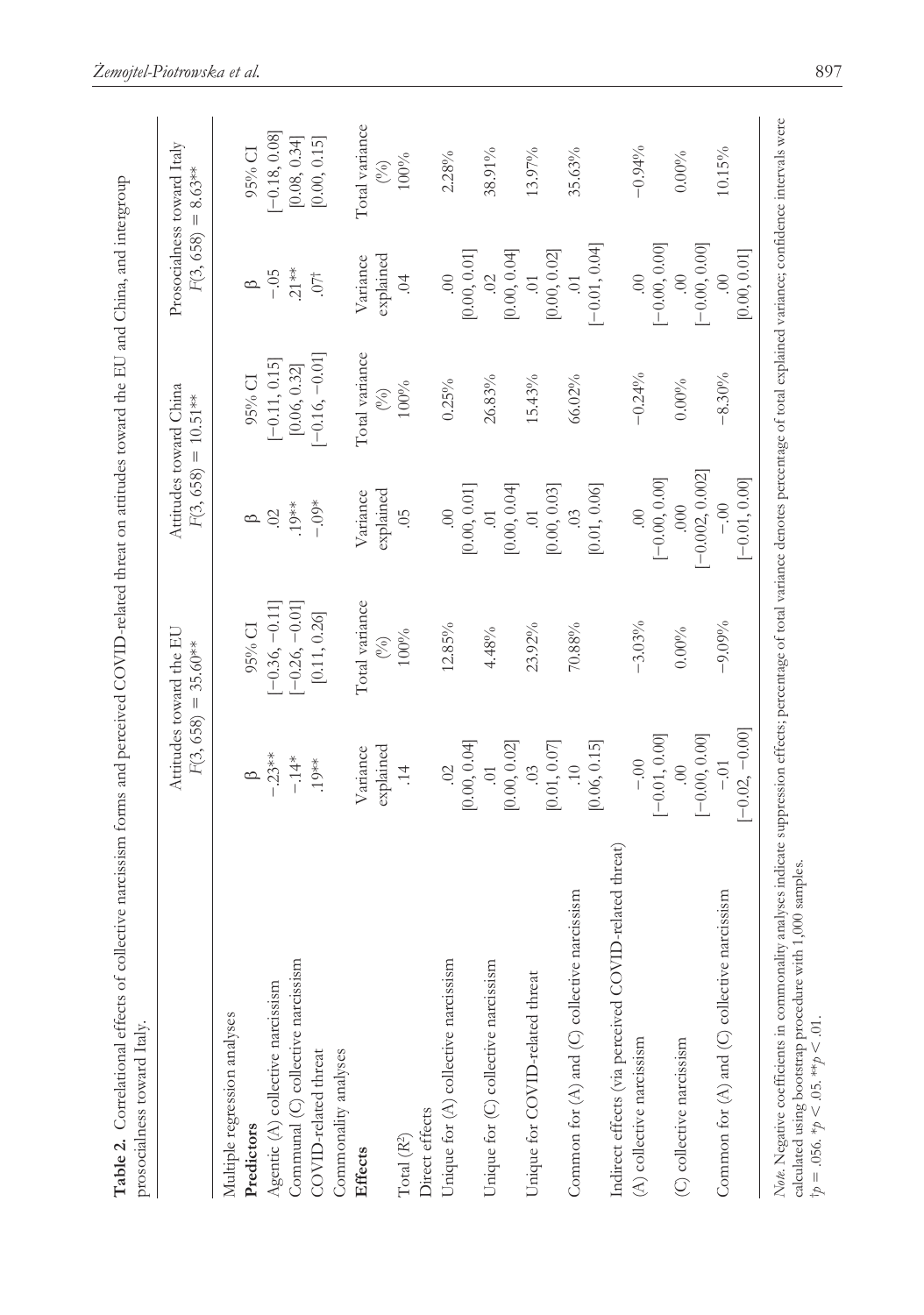**Table 2.** Correlational effects of collective narcissism forms and perceived COVID-related threat on attitudes toward the EU and China, and intergroup prosocialness toward Italy.

| | Attitudes toward the EU $F(3, 658) = 35.60^{**}$ | | Attitudes toward China $F(3, 658) = 10.51^{**}$ | | Prosocialness toward Italy $F(3, 658) = 8.63^{**}$ | |
|---|---|---|---|---|---|---|
| Multiple regression analyses | | | | | | |
| **Predictors** | β | 95% CI | β | 95% CI | β | 95% CI |
| Agentic (A) collective narcissism | −.23** | [−0.36, −0.11] | .02 | [−0.11, 0.15] | −.05 | [−0.18, 0.08] |
| Communal (C) collective narcissism | −.14* | [−0.26, −0.01] | .19** | [0.06, 0.32] | .21** | [0.08, 0.34] |
| COVID-related threat | .19** | [0.11, 0.26] | −.09* | [−0.16, −0.01] | .07† | [0.00, 0.15] |
| Commonality analyses | | | | | | |
| **Effects** | Variance explained | Total variance (%) | Variance explained | Total variance (%) | Variance explained | Total variance (%) |
| Total ($R^2$) | .14 | 100% | .05 | 100% | .04 | 100% |
| Direct effects | | | | | | |
| Unique for (A) collective narcissism | .02 [0.00, 0.04] | 12.85% | .00 [0.00, 0.01] | 0.25% | .00 [0.00, 0.01] | 2.28% |
| Unique for (C) collective narcissism | .01 [0.00, 0.02] | 4.48% | .01 [0.00, 0.04] | 26.83% | .02 [0.00, 0.04] | 38.91% |
| Unique for COVID-related threat | .03 [0.01, 0.07] | 23.92% | .01 [0.00, 0.03] | 15.43% | .01 [0.00, 0.02] | 13.97% |
| Common for (A) and (C) collective narcissism | .10 [0.06, 0.15] | 70.88% | .03 [0.01, 0.06] | 66.02% | .01 [−0.01, 0.04] | 35.63% |
| Indirect effects (via perceived COVID-related threat) | | | | | | |
| (A) collective narcissism | −.00 [−0.01, 0.00] | −3.03% | .00 [−0.00, 0.00] | −0.24% | .00 [−0.00, 0.00] | −0.94% |
| (C) collective narcissism | .00 [−0.00, 0.00] | 0.00% | .000 [−0.002, 0.002] | 0.00% | .00 [−0.00, 0.00] | 0.00% |
| Common for (A) and (C) collective narcissism | −.01 [−0.02, −0.00] | −9.09% | −.00 [−0.01, 0.00] | −8.30% | .00 [0.00, 0.01] | 10.15% |

*Note.* Negative coefficients in commonality analyses indicate suppression effects; percentage of total variance denotes percentage of total explained variance; confidence intervals were calculated using bootstrap procedure with 1,000 samples.
†$p = .056$. *$p < .05$. **$p < .01$.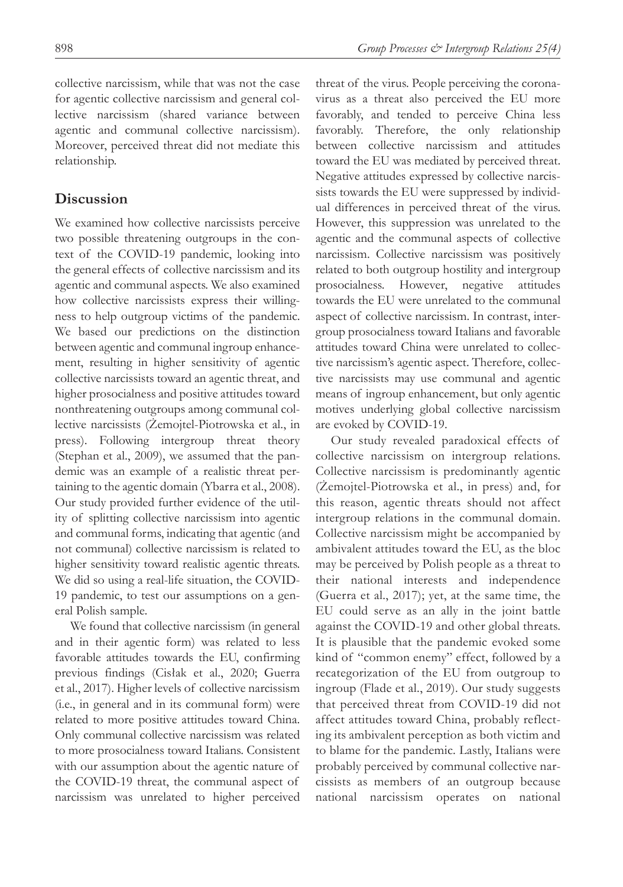collective narcissism, while that was not the case for agentic collective narcissism and general collective narcissism (shared variance between agentic and communal collective narcissism). Moreover, perceived threat did not mediate this relationship.

## Discussion

We examined how collective narcissists perceive two possible threatening outgroups in the context of the COVID-19 pandemic, looking into the general effects of collective narcissism and its agentic and communal aspects. We also examined how collective narcissists express their willingness to help outgroup victims of the pandemic. We based our predictions on the distinction between agentic and communal ingroup enhancement, resulting in higher sensitivity of agentic collective narcissists toward an agentic threat, and higher prosocialness and positive attitudes toward nonthreatening outgroups among communal collective narcissists (Żemojtel-Piotrowska et al., in press). Following intergroup threat theory (Stephan et al., 2009), we assumed that the pandemic was an example of a realistic threat pertaining to the agentic domain (Ybarra et al., 2008). Our study provided further evidence of the utility of splitting collective narcissism into agentic and communal forms, indicating that agentic (and not communal) collective narcissism is related to higher sensitivity toward realistic agentic threats. We did so using a real-life situation, the COVID-19 pandemic, to test our assumptions on a general Polish sample.

We found that collective narcissism (in general and in their agentic form) was related to less favorable attitudes towards the EU, confirming previous findings (Cisłak et al., 2020; Guerra et al., 2017). Higher levels of collective narcissism (i.e., in general and in its communal form) were related to more positive attitudes toward China. Only communal collective narcissism was related to more prosocialness toward Italians. Consistent with our assumption about the agentic nature of the COVID-19 threat, the communal aspect of narcissism was unrelated to higher perceived threat of the virus. People perceiving the coronavirus as a threat also perceived the EU more favorably, and tended to perceive China less favorably. Therefore, the only relationship between collective narcissism and attitudes toward the EU was mediated by perceived threat. Negative attitudes expressed by collective narcissists towards the EU were suppressed by individual differences in perceived threat of the virus. However, this suppression was unrelated to the agentic and the communal aspects of collective narcissism. Collective narcissism was positively related to both outgroup hostility and intergroup prosocialness. However, negative attitudes towards the EU were unrelated to the communal aspect of collective narcissism. In contrast, intergroup prosocialness toward Italians and favorable attitudes toward China were unrelated to collective narcissism's agentic aspect. Therefore, collective narcissists may use communal and agentic means of ingroup enhancement, but only agentic motives underlying global collective narcissism are evoked by COVID-19.

Our study revealed paradoxical effects of collective narcissism on intergroup relations. Collective narcissism is predominantly agentic (Żemojtel-Piotrowska et al., in press) and, for this reason, agentic threats should not affect intergroup relations in the communal domain. Collective narcissism might be accompanied by ambivalent attitudes toward the EU, as the bloc may be perceived by Polish people as a threat to their national interests and independence (Guerra et al., 2017); yet, at the same time, the EU could serve as an ally in the joint battle against the COVID-19 and other global threats. It is plausible that the pandemic evoked some kind of "common enemy" effect, followed by a recategorization of the EU from outgroup to ingroup (Flade et al., 2019). Our study suggests that perceived threat from COVID-19 did not affect attitudes toward China, probably reflecting its ambivalent perception as both victim and to blame for the pandemic. Lastly, Italians were probably perceived by communal collective narcissists as members of an outgroup because national narcissism operates on national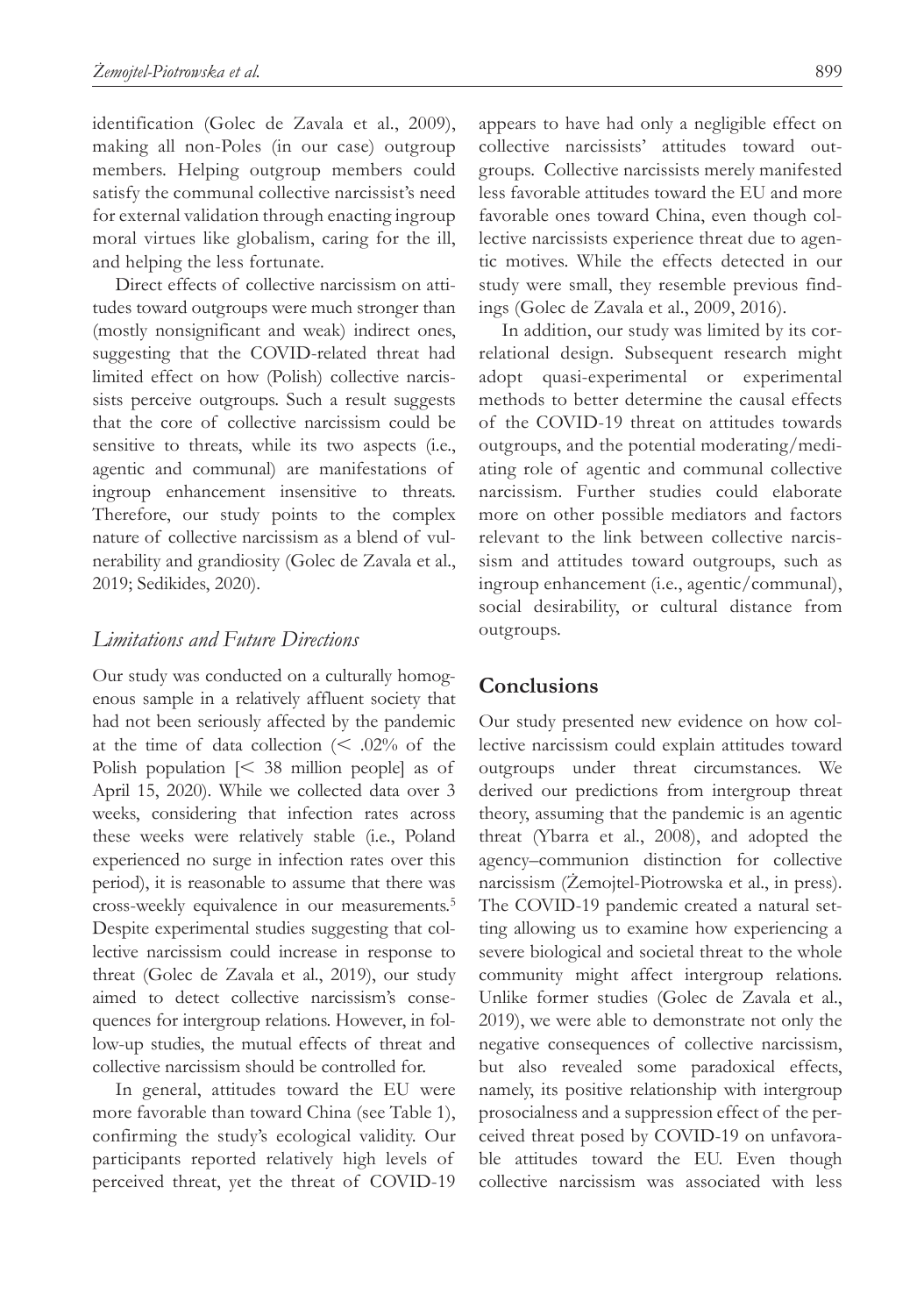identification (Golec de Zavala et al., 2009), making all non-Poles (in our case) outgroup members. Helping outgroup members could satisfy the communal collective narcissist's need for external validation through enacting ingroup moral virtues like globalism, caring for the ill, and helping the less fortunate.

Direct effects of collective narcissism on attitudes toward outgroups were much stronger than (mostly nonsignificant and weak) indirect ones, suggesting that the COVID-related threat had limited effect on how (Polish) collective narcissists perceive outgroups. Such a result suggests that the core of collective narcissism could be sensitive to threats, while its two aspects (i.e., agentic and communal) are manifestations of ingroup enhancement insensitive to threats. Therefore, our study points to the complex nature of collective narcissism as a blend of vulnerability and grandiosity (Golec de Zavala et al., 2019; Sedikides, 2020).

### *Limitations and Future Directions*

Our study was conducted on a culturally homogenous sample in a relatively affluent society that had not been seriously affected by the pandemic at the time of data collection (< .02% of the Polish population [< 38 million people] as of April 15, 2020). While we collected data over 3 weeks, considering that infection rates across these weeks were relatively stable (i.e., Poland experienced no surge in infection rates over this period), it is reasonable to assume that there was cross-weekly equivalence in our measurements.[5] Despite experimental studies suggesting that collective narcissism could increase in response to threat (Golec de Zavala et al., 2019), our study aimed to detect collective narcissism's consequences for intergroup relations. However, in follow-up studies, the mutual effects of threat and collective narcissism should be controlled for.

In general, attitudes toward the EU were more favorable than toward China (see Table 1), confirming the study's ecological validity. Our participants reported relatively high levels of perceived threat, yet the threat of COVID-19 appears to have had only a negligible effect on collective narcissists' attitudes toward outgroups. Collective narcissists merely manifested less favorable attitudes toward the EU and more favorable ones toward China, even though collective narcissists experience threat due to agentic motives. While the effects detected in our study were small, they resemble previous findings (Golec de Zavala et al., 2009, 2016).

In addition, our study was limited by its correlational design. Subsequent research might adopt quasi-experimental or experimental methods to better determine the causal effects of the COVID-19 threat on attitudes towards outgroups, and the potential moderating/mediating role of agentic and communal collective narcissism. Further studies could elaborate more on other possible mediators and factors relevant to the link between collective narcissism and attitudes toward outgroups, such as ingroup enhancement (i.e., agentic/communal), social desirability, or cultural distance from outgroups.

## Conclusions

Our study presented new evidence on how collective narcissism could explain attitudes toward outgroups under threat circumstances. We derived our predictions from intergroup threat theory, assuming that the pandemic is an agentic threat (Ybarra et al., 2008), and adopted the agency–communion distinction for collective narcissism (Żemojtel-Piotrowska et al., in press). The COVID-19 pandemic created a natural setting allowing us to examine how experiencing a severe biological and societal threat to the whole community might affect intergroup relations. Unlike former studies (Golec de Zavala et al., 2019), we were able to demonstrate not only the negative consequences of collective narcissism, but also revealed some paradoxical effects, namely, its positive relationship with intergroup prosocialness and a suppression effect of the perceived threat posed by COVID-19 on unfavorable attitudes toward the EU. Even though collective narcissism was associated with less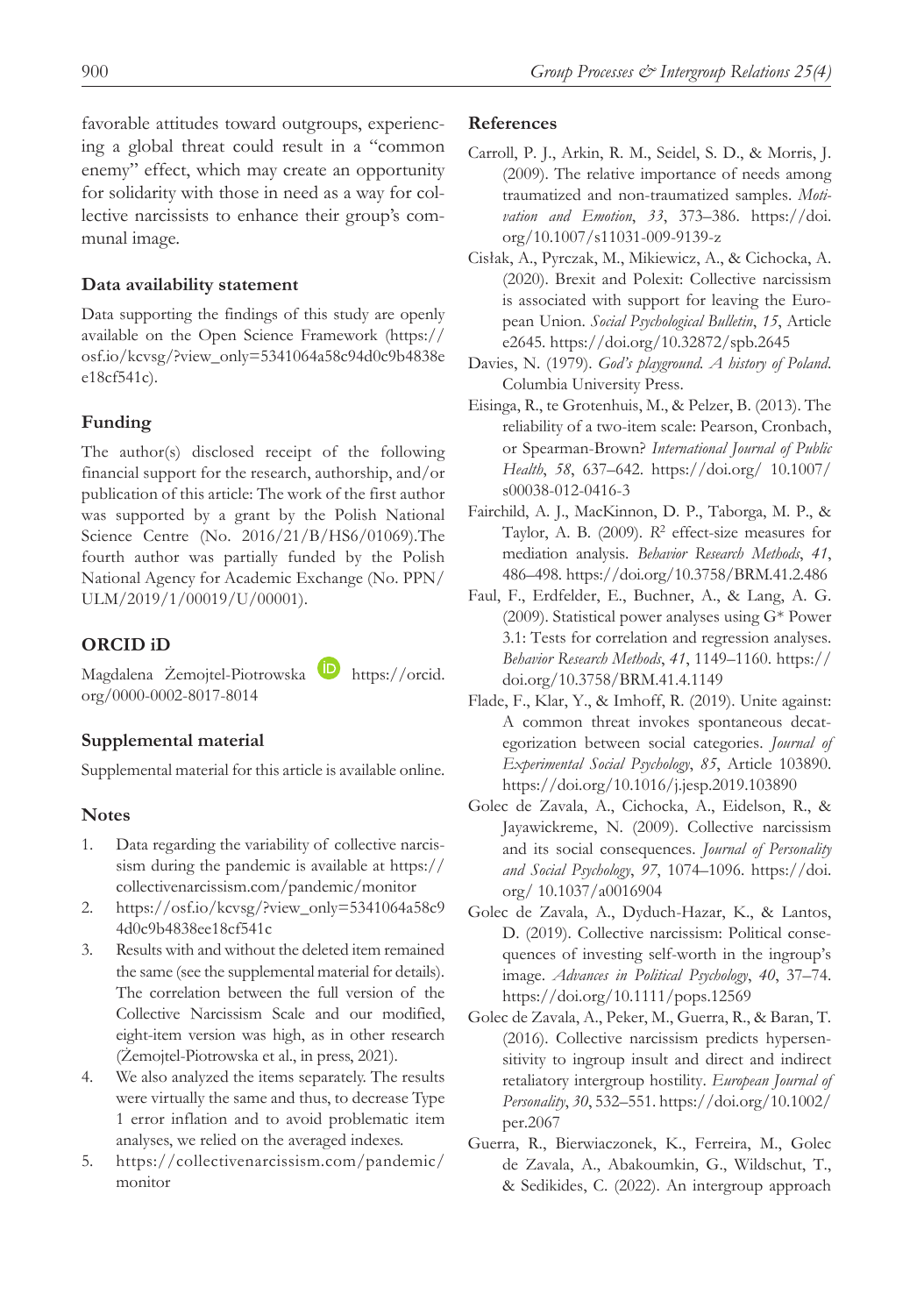favorable attitudes toward outgroups, experiencing a global threat could result in a "common enemy" effect, which may create an opportunity for solidarity with those in need as a way for collective narcissists to enhance their group's communal image.

## Data availability statement

Data supporting the findings of this study are openly available on the Open Science Framework (https://osf.io/kcvsg/?view_only=5341064a58c94d0c9b4838ee18cf541c).

## Funding

The author(s) disclosed receipt of the following financial support for the research, authorship, and/or publication of this article: The work of the first author was supported by a grant by the Polish National Science Centre (No. 2016/21/B/HS6/01069).The fourth author was partially funded by the Polish National Agency for Academic Exchange (No. PPN/ULM/2019/1/00019/U/00001).

## ORCID iD

Magdalena Żemojtel-Piotrowska https://orcid.org/0000-0002-8017-8014

## Supplemental material

Supplemental material for this article is available online.

## Notes

1. Data regarding the variability of collective narcissism during the pandemic is available at https://collectivenarcissism.com/pandemic/monitor
2. https://osf.io/kcvsg/?view_only=5341064a58c94d0c9b4838ee18cf541c
3. Results with and without the deleted item remained the same (see the supplemental material for details). The correlation between the full version of the Collective Narcissism Scale and our modified, eight-item version was high, as in other research (Żemojtel-Piotrowska et al., in press, 2021).
4. We also analyzed the items separately. The results were virtually the same and thus, to decrease Type 1 error inflation and to avoid problematic item analyses, we relied on the averaged indexes.
5. https://collectivenarcissism.com/pandemic/monitor

## References

Carroll, P. J., Arkin, R. M., Seidel, S. D., & Morris, J. (2009). The relative importance of needs among traumatized and non-traumatized samples. *Motivation and Emotion*, *33*, 373–386. https://doi.org/10.1007/s11031-009-9139-z

Cisłak, A., Pyrczak, M., Mikiewicz, A., & Cichocka, A. (2020). Brexit and Polexit: Collective narcissism is associated with support for leaving the European Union. *Social Psychological Bulletin*, *15*, Article e2645. https://doi.org/10.32872/spb.2645

Davies, N. (1979). *God's playground. A history of Poland*. Columbia University Press.

Eisinga, R., te Grotenhuis, M., & Pelzer, B. (2013). The reliability of a two-item scale: Pearson, Cronbach, or Spearman-Brown? *International Journal of Public Health*, *58*, 637–642. https://doi.org/ 10.1007/s00038-012-0416-3

Fairchild, A. J., MacKinnon, D. P., Taborga, M. P., & Taylor, A. B. (2009). $R^2$ effect-size measures for mediation analysis. *Behavior Research Methods*, *41*, 486–498. https://doi.org/10.3758/BRM.41.2.486

Faul, F., Erdfelder, E., Buchner, A., & Lang, A. G. (2009). Statistical power analyses using G* Power 3.1: Tests for correlation and regression analyses. *Behavior Research Methods*, *41*, 1149–1160. https://doi.org/10.3758/BRM.41.4.1149

Flade, F., Klar, Y., & Imhoff, R. (2019). Unite against: A common threat invokes spontaneous decategorization between social categories. *Journal of Experimental Social Psychology*, *85*, Article 103890. https://doi.org/10.1016/j.jesp.2019.103890

Golec de Zavala, A., Cichocka, A., Eidelson, R., & Jayawickreme, N. (2009). Collective narcissism and its social consequences. *Journal of Personality and Social Psychology*, *97*, 1074–1096. https://doi.org/ 10.1037/a0016904

Golec de Zavala, A., Dyduch-Hazar, K., & Lantos, D. (2019). Collective narcissism: Political consequences of investing self-worth in the ingroup's image. *Advances in Political Psychology*, *40*, 37–74. https://doi.org/10.1111/pops.12569

Golec de Zavala, A., Peker, M., Guerra, R., & Baran, T. (2016). Collective narcissism predicts hypersensitivity to ingroup insult and direct and indirect retaliatory intergroup hostility. *European Journal of Personality*, *30*, 532–551. https://doi.org/10.1002/per.2067

Guerra, R., Bierwiaczonek, K., Ferreira, M., Golec de Zavala, A., Abakoumkin, G., Wildschut, T., & Sedikides, C. (2022). An intergroup approach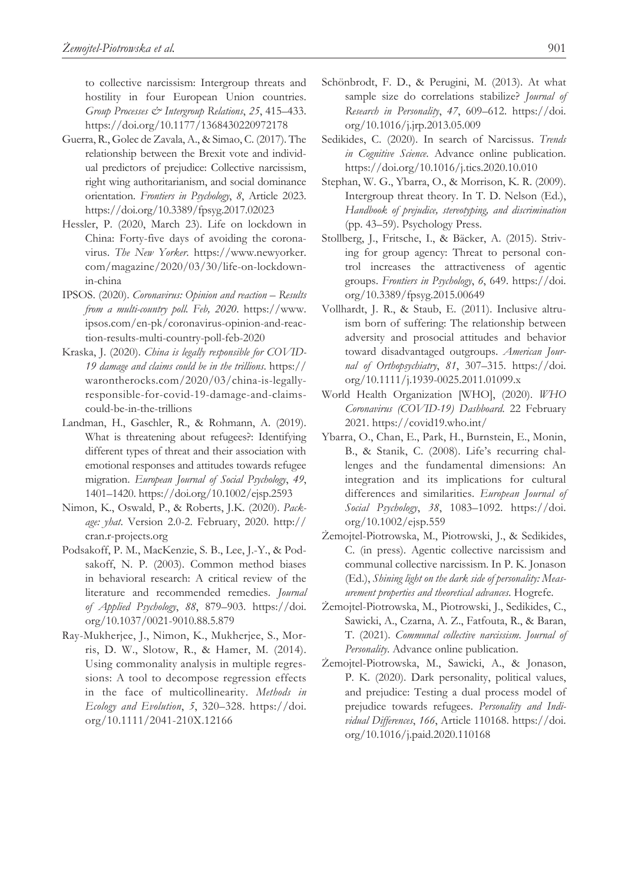to collective narcissism: Intergroup threats and hostility in four European Union countries. *Group Processes & Intergroup Relations*, *25*, 415–433. https://doi.org/10.1177/1368430220972178

Guerra, R., Golec de Zavala, A., & Simao, C. (2017). The relationship between the Brexit vote and individual predictors of prejudice: Collective narcissism, right wing authoritarianism, and social dominance orientation. *Frontiers in Psychology*, *8*, Article 2023. https://doi.org/10.3389/fpsyg.2017.02023

Hessler, P. (2020, March 23). Life on lockdown in China: Forty-five days of avoiding the coronavirus. *The New Yorker*. https://www.newyorker.com/magazine/2020/03/30/life-on-lockdown-in-china

IPSOS. (2020). *Coronavirus: Opinion and reaction – Results from a multi-country poll. Feb, 2020*. https://www.ipsos.com/en-pk/coronavirus-opinion-and-reaction-results-multi-country-poll-feb-2020

Kraska, J. (2020). *China is legally responsible for COVID-19 damage and claims could be in the trillions*. https://warontherocks.com/2020/03/china-is-legally-responsible-for-covid-19-damage-and-claims-could-be-in-the-trillions

Landman, H., Gaschler, R., & Rohmann, A. (2019). What is threatening about refugees?: Identifying different types of threat and their association with emotional responses and attitudes towards refugee migration. *European Journal of Social Psychology*, *49*, 1401–1420. https://doi.org/10.1002/ejsp.2593

Nimon, K., Oswald, P., & Roberts, J.K. (2020). *Package: yhat*. Version 2.0-2. February, 2020. http://cran.r-projects.org

Podsakoff, P. M., MacKenzie, S. B., Lee, J.-Y., & Podsakoff, N. P. (2003). Common method biases in behavioral research: A critical review of the literature and recommended remedies. *Journal of Applied Psychology*, *88*, 879–903. https://doi.org/10.1037/0021-9010.88.5.879

Ray-Mukherjee, J., Nimon, K., Mukherjee, S., Morris, D. W., Slotow, R., & Hamer, M. (2014). Using commonality analysis in multiple regressions: A tool to decompose regression effects in the face of multicollinearity. *Methods in Ecology and Evolution*, *5*, 320–328. https://doi.org/10.1111/2041-210X.12166

Schönbrodt, F. D., & Perugini, M. (2013). At what sample size do correlations stabilize? *Journal of Research in Personality*, *47*, 609–612. https://doi.org/10.1016/j.jrp.2013.05.009

Sedikides, C. (2020). In search of Narcissus. *Trends in Cognitive Science*. Advance online publication. https://doi.org/10.1016/j.tics.2020.10.010

Stephan, W. G., Ybarra, O., & Morrison, K. R. (2009). Intergroup threat theory. In T. D. Nelson (Ed.), *Handbook of prejudice, stereotyping, and discrimination* (pp. 43–59). Psychology Press.

Stollberg, J., Fritsche, I., & Bäcker, A. (2015). Striving for group agency: Threat to personal control increases the attractiveness of agentic groups. *Frontiers in Psychology*, *6*, 649. https://doi.org/10.3389/fpsyg.2015.00649

Vollhardt, J. R., & Staub, E. (2011). Inclusive altruism born of suffering: The relationship between adversity and prosocial attitudes and behavior toward disadvantaged outgroups. *American Journal of Orthopsychiatry*, *81*, 307–315. https://doi.org/10.1111/j.1939-0025.2011.01099.x

World Health Organization [WHO], (2020). *WHO Coronavirus (COVID-19) Dashboard*. 22 February 2021. https://covid19.who.int/

Ybarra, O., Chan, E., Park, H., Burnstein, E., Monin, B., & Stanik, C. (2008). Life's recurring challenges and the fundamental dimensions: An integration and its implications for cultural differences and similarities. *European Journal of Social Psychology*, *38*, 1083–1092. https://doi.org/10.1002/ejsp.559

Żemojtel-Piotrowska, M., Piotrowski, J., & Sedikides, C. (in press). Agentic collective narcissism and communal collective narcissism. In P. K. Jonason (Ed.), *Shining light on the dark side of personality: Measurement properties and theoretical advances*. Hogrefe.

Żemojtel-Piotrowska, M., Piotrowski, J., Sedikides, C., Sawicki, A., Czarna, A. Z., Fatfouta, R., & Baran, T. (2021). *Communal collective narcissism*. *Journal of Personality*. Advance online publication.

Żemojtel-Piotrowska, M., Sawicki, A., & Jonason, P. K. (2020). Dark personality, political values, and prejudice: Testing a dual process model of prejudice towards refugees. *Personality and Individual Differences*, *166*, Article 110168. https://doi.org/10.1016/j.paid.2020.110168